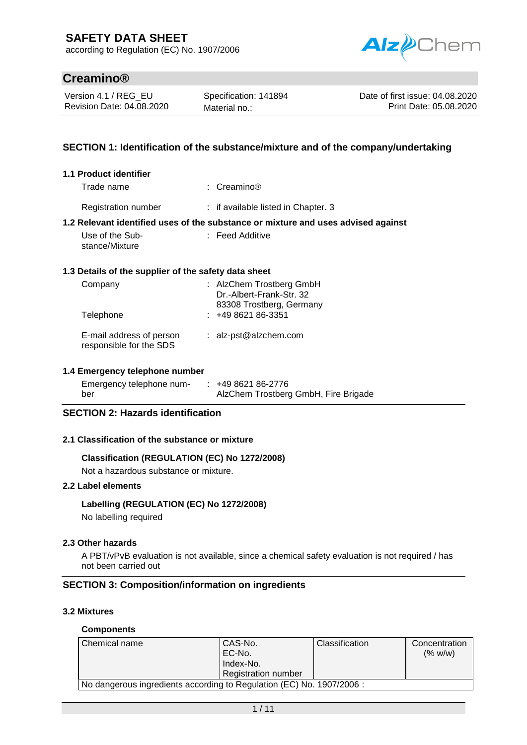# SAFETY DATA SHEET

according to Regulation (EC) No. 1907/2006

## Creamino®

| Version 4.1 / REG_EU | Specification: 141894 | Date of first issue: 04.08.2020 |
|---|---|---|
| Revision Date: 04.08.2020 | Material no.: | Print Date: 05.08.2020 |

## SECTION 1: Identification of the substance/mixture and of the company/undertaking

### 1.1 Product identifier

Trade name : Creamino®

Registration number : if available listed in Chapter. 3

### 1.2 Relevant identified uses of the substance or mixture and uses advised against

Use of the Substance/Mixture : Feed Additive

### 1.3 Details of the supplier of the safety data sheet

Company : AlzChem Trostberg GmbH
Dr.-Albert-Frank-Str. 32
83308 Trostberg, Germany

Telephone : +49 8621 86-3351

E-mail address of person responsible for the SDS : alz-pst@alzchem.com

### 1.4 Emergency telephone number

Emergency telephone number : +49 8621 86-2776
AlzChem Trostberg GmbH, Fire Brigade

## SECTION 2: Hazards identification

### 2.1 Classification of the substance or mixture

**Classification (REGULATION (EC) No 1272/2008)**

Not a hazardous substance or mixture.

### 2.2 Label elements

**Labelling (REGULATION (EC) No 1272/2008)**

No labelling required

### 2.3 Other hazards

A PBT/vPvB evaluation is not available, since a chemical safety evaluation is not required / has not been carried out

## SECTION 3: Composition/information on ingredients

### 3.2 Mixtures

**Components**

| Chemical name | CAS-No.<br>EC-No.<br>Index-No.<br>Registration number | Classification | Concentration (% w/w) |
|---|---|---|---|
| No dangerous ingredients according to Regulation (EC) No. 1907/2006 : | | | |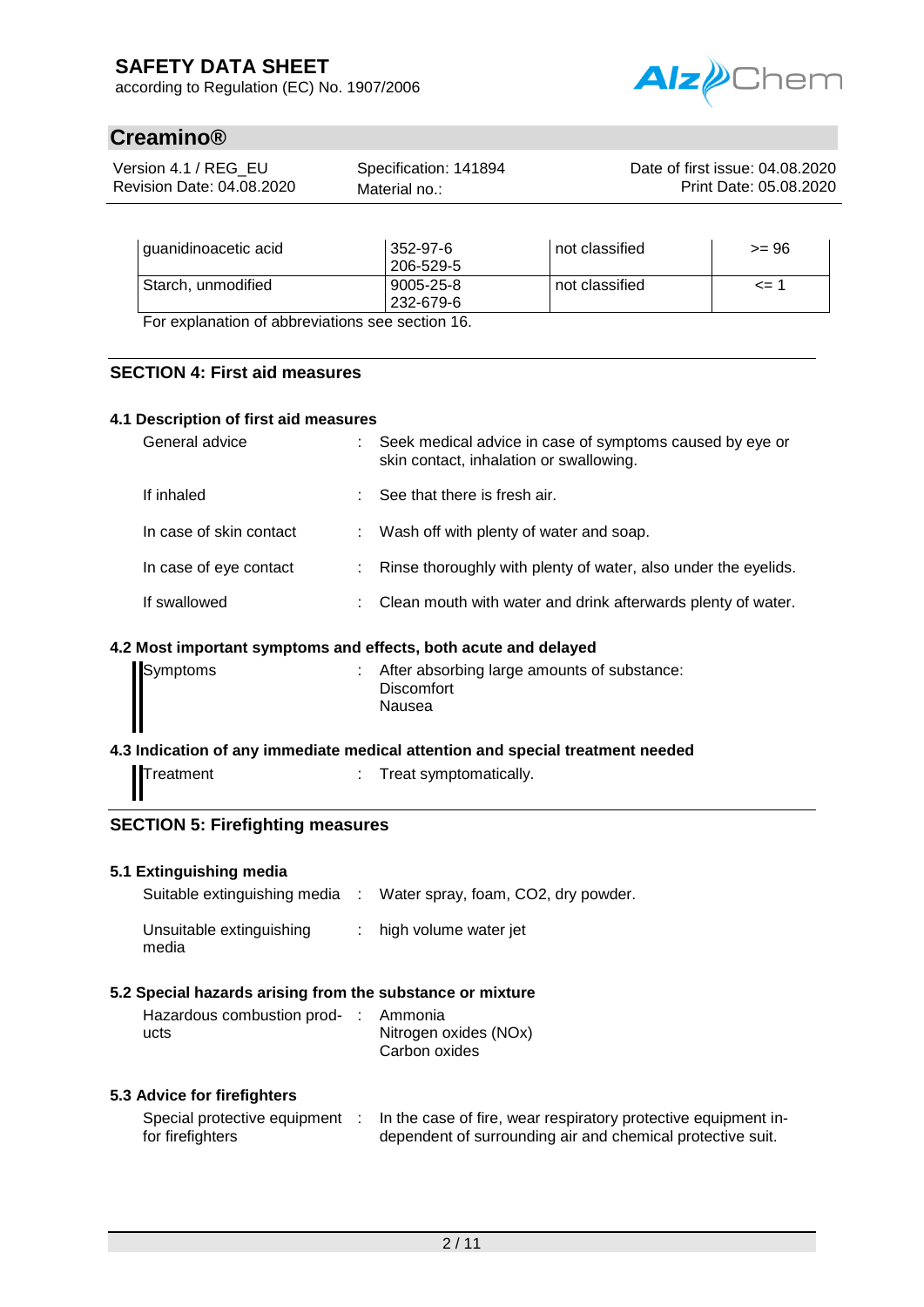| guanidinoacetic acid | 352-97-6<br>206-529-5 | not classified | >= 96 |
|---|---|---|---|
| Starch, unmodified | 9005-25-8<br>232-679-6 | not classified | <= 1 |

For explanation of abbreviations see section 16.

## SECTION 4: First aid measures

### 4.1 Description of first aid measures

| | | |
|---|---|---|
| General advice | : | Seek medical advice in case of symptoms caused by eye or skin contact, inhalation or swallowing. |
| If inhaled | : | See that there is fresh air. |
| In case of skin contact | : | Wash off with plenty of water and soap. |
| In case of eye contact | : | Rinse thoroughly with plenty of water, also under the eyelids. |
| If swallowed | : | Clean mouth with water and drink afterwards plenty of water. |

### 4.2 Most important symptoms and effects, both acute and delayed

| | | |
|---|---|---|
| Symptoms | : | After absorbing large amounts of substance:<br>Discomfort<br>Nausea |

### 4.3 Indication of any immediate medical attention and special treatment needed

| | | |
|---|---|---|
| Treatment | : | Treat symptomatically. |

## SECTION 5: Firefighting measures

### 5.1 Extinguishing media

| | | |
|---|---|---|
| Suitable extinguishing media | : | Water spray, foam, $CO_2$, dry powder. |
| Unsuitable extinguishing media | : | high volume water jet |

### 5.2 Special hazards arising from the substance or mixture

| | | |
|---|---|---|
| Hazardous combustion products | : | Ammonia<br>Nitrogen oxides ($NO_x$)<br>Carbon oxides |

### 5.3 Advice for firefighters

| | | |
|---|---|---|
| Special protective equipment for firefighters | : | In the case of fire, wear respiratory protective equipment independent of surrounding air and chemical protective suit. |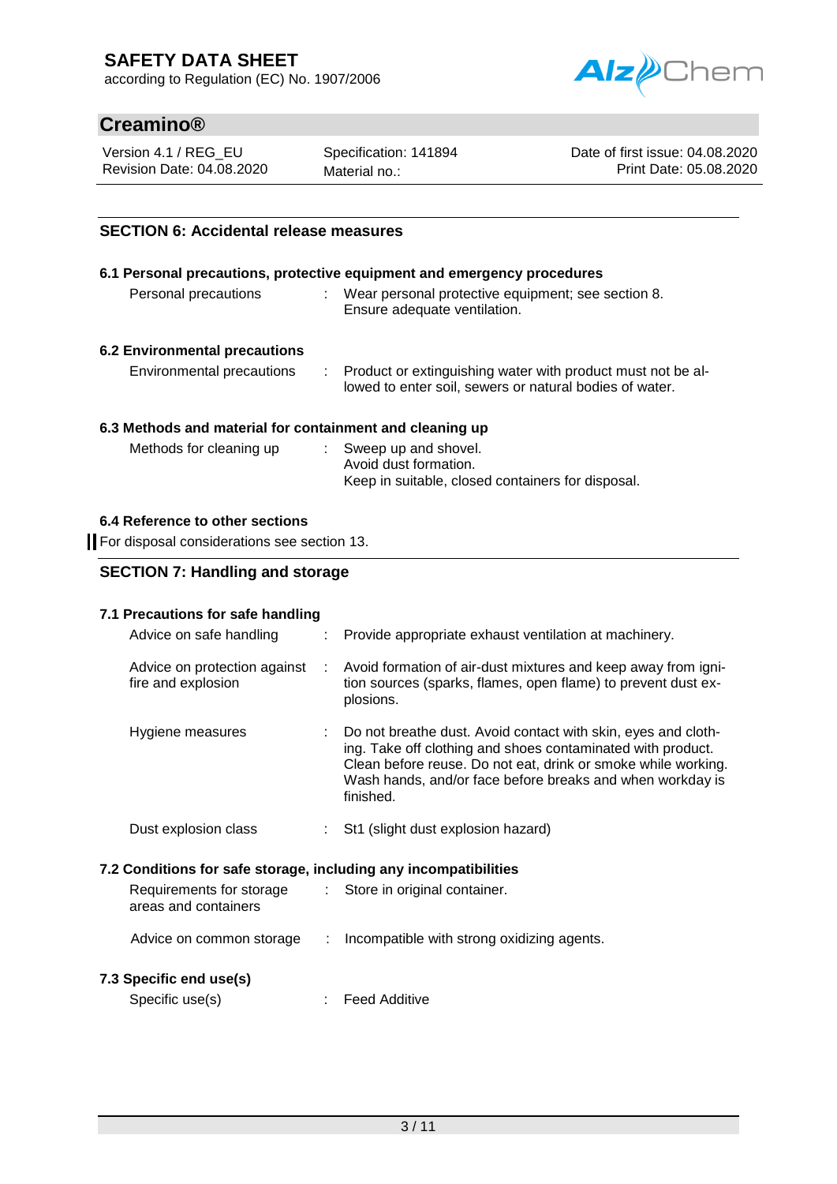## SECTION 6: Accidental release measures

### 6.1 Personal precautions, protective equipment and emergency procedures

| | | |
|---|---|---|
| Personal precautions | : | Wear personal protective equipment; see section 8. Ensure adequate ventilation. |

### 6.2 Environmental precautions

| | | |
|---|---|---|
| Environmental precautions | : | Product or extinguishing water with product must not be allowed to enter soil, sewers or natural bodies of water. |

### 6.3 Methods and material for containment and cleaning up

| | | |
|---|---|---|
| Methods for cleaning up | : | Sweep up and shovel.<br>Avoid dust formation.<br>Keep in suitable, closed containers for disposal. |

### 6.4 Reference to other sections

For disposal considerations see section 13.

## SECTION 7: Handling and storage

### 7.1 Precautions for safe handling

| | | |
|---|---|---|
| Advice on safe handling | : | Provide appropriate exhaust ventilation at machinery. |
| Advice on protection against fire and explosion | : | Avoid formation of air-dust mixtures and keep away from ignition sources (sparks, flames, open flame) to prevent dust explosions. |
| Hygiene measures | : | Do not breathe dust. Avoid contact with skin, eyes and clothing. Take off clothing and shoes contaminated with product. Clean before reuse. Do not eat, drink or smoke while working. Wash hands, and/or face before breaks and when workday is finished. |
| Dust explosion class | : | St1 (slight dust explosion hazard) |

### 7.2 Conditions for safe storage, including any incompatibilities

| | | |
|---|---|---|
| Requirements for storage areas and containers | : | Store in original container. |
| Advice on common storage | : | Incompatible with strong oxidizing agents. |

### 7.3 Specific end use(s)

| | | |
|---|---|---|
| Specific use(s) | : | Feed Additive |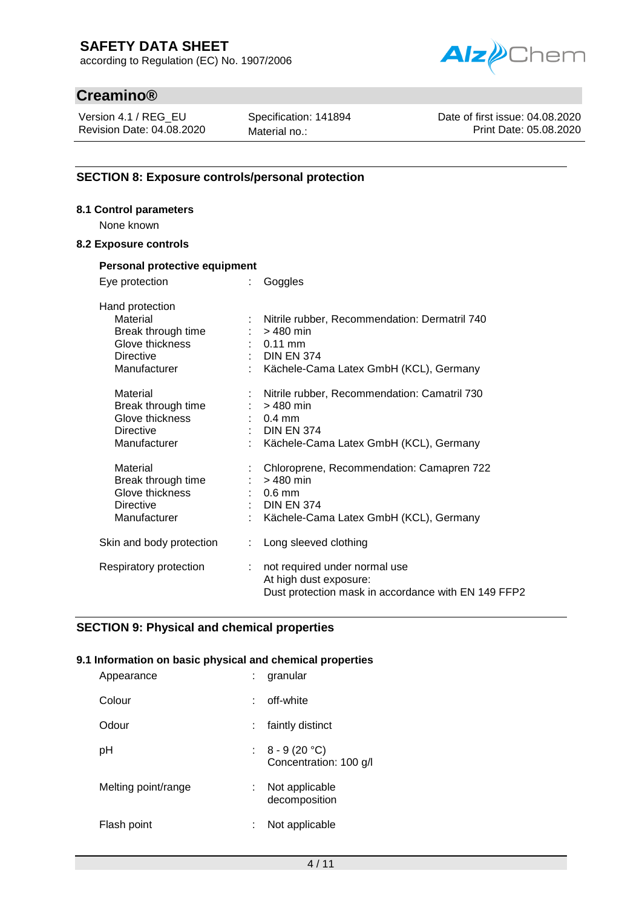## SECTION 8: Exposure controls/personal protection

### 8.1 Control parameters

None known

### 8.2 Exposure controls

**Personal protective equipment**

Eye protection : Goggles

Hand protection

| | | |
|---|---|---|
| Material | : | Nitrile rubber, Recommendation: Dermatril 740 |
| Break through time | : | > 480 min |
| Glove thickness | : | 0.11 mm |
| Directive | : | DIN EN 374 |
| Manufacturer | : | Kächele-Cama Latex GmbH (KCL), Germany |
| Material | : | Nitrile rubber, Recommendation: Camatril 730 |
| Break through time | : | > 480 min |
| Glove thickness | : | 0.4 mm |
| Directive | : | DIN EN 374 |
| Manufacturer | : | Kächele-Cama Latex GmbH (KCL), Germany |
| Material | : | Chloroprene, Recommendation: Camapren 722 |
| Break through time | : | > 480 min |
| Glove thickness | : | 0.6 mm |
| Directive | : | DIN EN 374 |
| Manufacturer | : | Kächele-Cama Latex GmbH (KCL), Germany |

Skin and body protection : Long sleeved clothing

Respiratory protection : not required under normal use
At high dust exposure:
Dust protection mask in accordance with EN 149 FFP2

## SECTION 9: Physical and chemical properties

### 9.1 Information on basic physical and chemical properties

| | | |
|---|---|---|
| Appearance | : | granular |
| Colour | : | off-white |
| Odour | : | faintly distinct |
| pH | : | 8 - 9 (20 °C)<br>Concentration: 100 g/l |
| Melting point/range | : | Not applicable<br>decomposition |
| Flash point | : | Not applicable |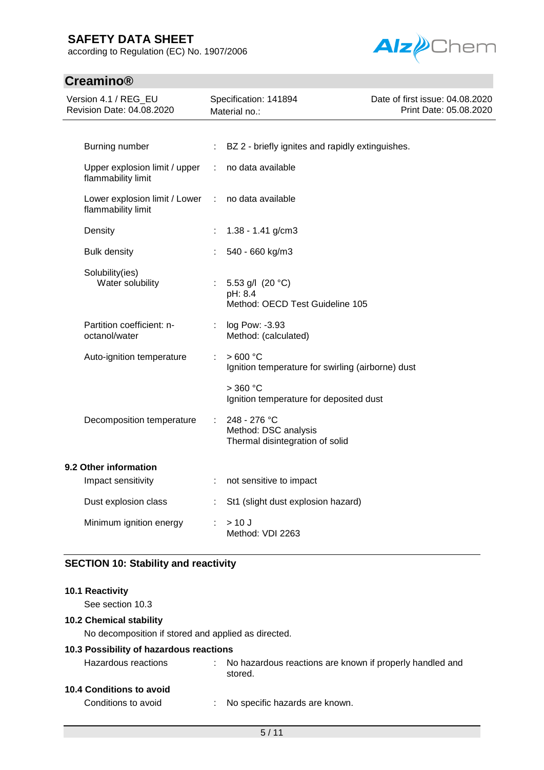| Property | | Value |
|---|---|---|
| Burning number | : | BZ 2 - briefly ignites and rapidly extinguishes. |
| Upper explosion limit / upper flammability limit | : | no data available |
| Lower explosion limit / Lower flammability limit | : | no data available |
| Density | : | 1.38 - 1.41 g/cm3 |
| Bulk density | : | 540 - 660 kg/m3 |
| Solubility(ies) Water solubility | : | 5.53 g/l (20 °C) pH: 8.4 Method: OECD Test Guideline 105 |
| Partition coefficient: n-octanol/water | : | log Pow: -3.93 Method: (calculated) |
| Auto-ignition temperature | : | > 600 °C Ignition temperature for swirling (airborne) dust<br><br>> 360 °C Ignition temperature for deposited dust |
| Decomposition temperature | : | 248 - 276 °C Method: DSC analysis Thermal disintegration of solid |

**9.2 Other information**

| Property | | Value |
|---|---|---|
| Impact sensitivity | : | not sensitive to impact |
| Dust explosion class | : | St1 (slight dust explosion hazard) |
| Minimum ignition energy | : | > 10 J Method: VDI 2263 |

## SECTION 10: Stability and reactivity

**10.1 Reactivity**

See section 10.3

**10.2 Chemical stability**

No decomposition if stored and applied as directed.

**10.3 Possibility of hazardous reactions**

Hazardous reactions : No hazardous reactions are known if properly handled and stored.

**10.4 Conditions to avoid**

Conditions to avoid : No specific hazards are known.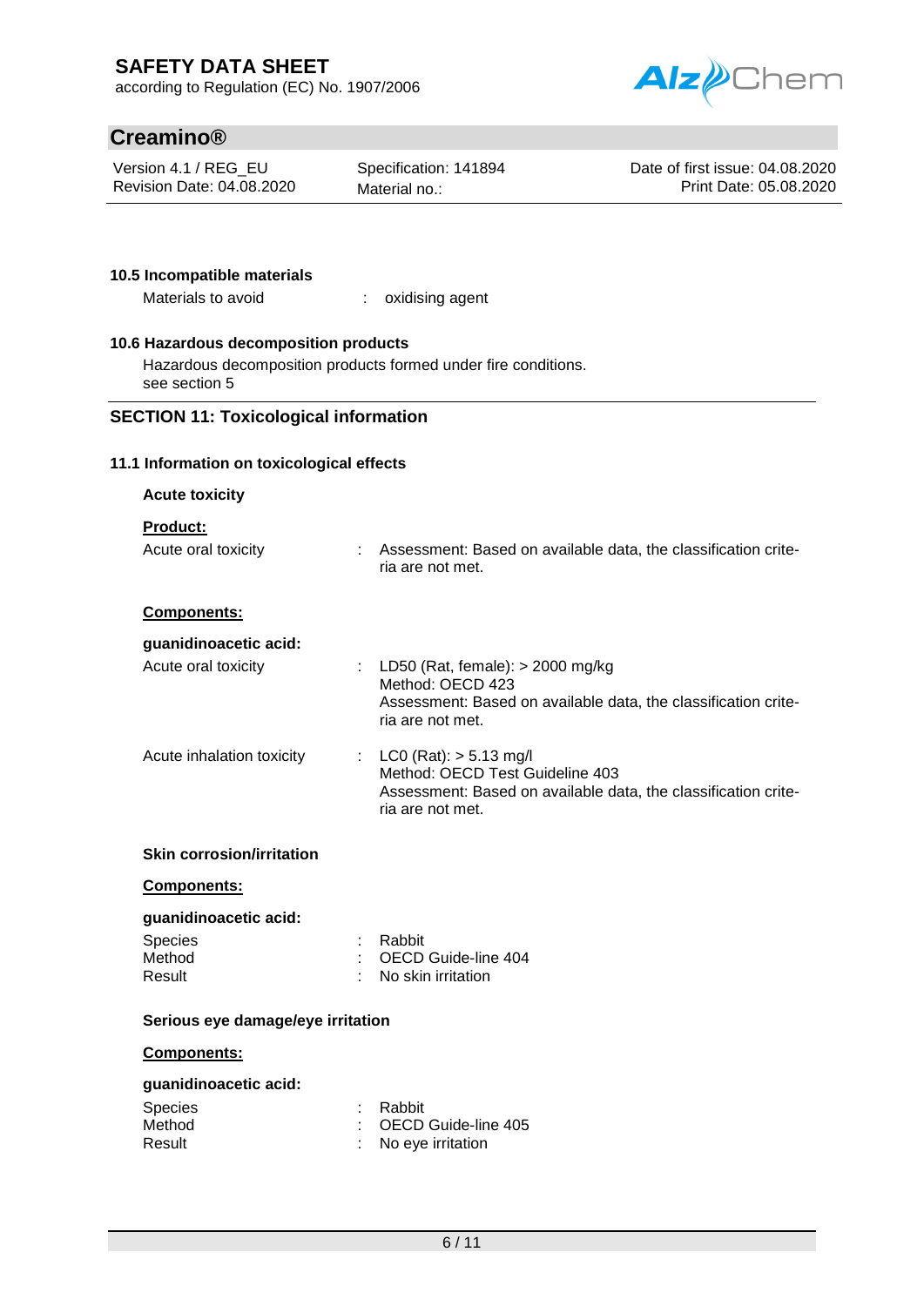### 10.5 Incompatible materials

Materials to avoid : oxidising agent

### 10.6 Hazardous decomposition products

Hazardous decomposition products formed under fire conditions.
see section 5

## SECTION 11: Toxicological information

### 11.1 Information on toxicological effects

**Acute toxicity**

**Product:**

Acute oral toxicity : Assessment: Based on available data, the classification criteria are not met.

**Components:**

**guanidinoacetic acid:**

Acute oral toxicity : LD50 (Rat, female): > 2000 mg/kg
Method: OECD 423
Assessment: Based on available data, the classification criteria are not met.

Acute inhalation toxicity : LC0 (Rat): > 5.13 mg/l
Method: OECD Test Guideline 403
Assessment: Based on available data, the classification criteria are not met.

**Skin corrosion/irritation**

**Components:**

**guanidinoacetic acid:**

Species : Rabbit
Method : OECD Guide-line 404
Result : No skin irritation

**Serious eye damage/eye irritation**

**Components:**

**guanidinoacetic acid:**

Species : Rabbit
Method : OECD Guide-line 405
Result : No eye irritation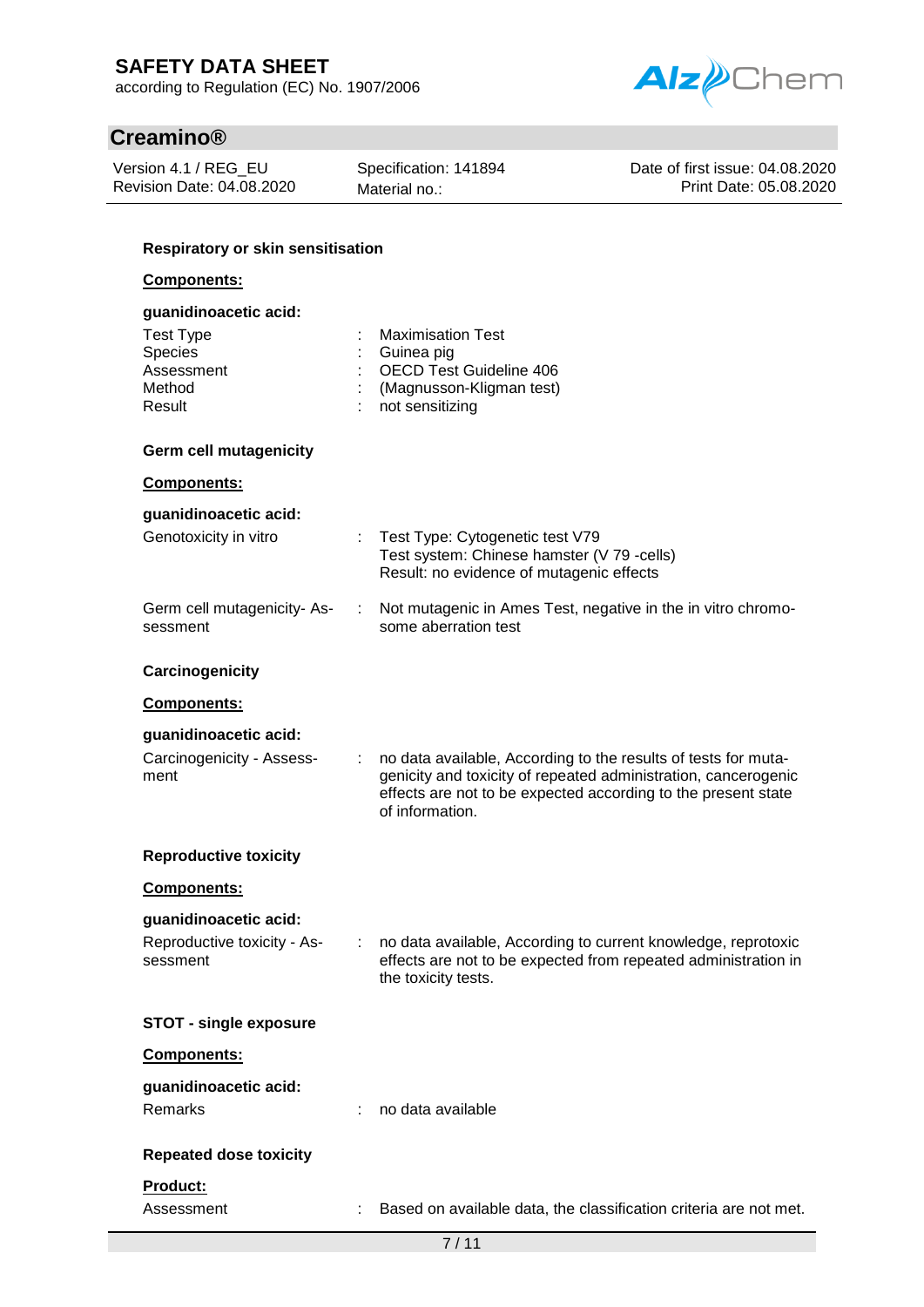### Respiratory or skin sensitisation

**Components:**

**guanidinoacetic acid:**

| | | |
|---|---|---|
| Test Type | : | Maximisation Test |
| Species | : | Guinea pig |
| Assessment | : | OECD Test Guideline 406 |
| Method | : | (Magnusson-Kligman test) |
| Result | : | not sensitizing |

### Germ cell mutagenicity

**Components:**

**guanidinoacetic acid:**

| | | |
|---|---|---|
| Genotoxicity in vitro | : | Test Type: Cytogenetic test V79<br>Test system: Chinese hamster (V 79 -cells)<br>Result: no evidence of mutagenic effects |
| Germ cell mutagenicity- Assessment | : | Not mutagenic in Ames Test, negative in the in vitro chromosome aberration test |

### Carcinogenicity

**Components:**

**guanidinoacetic acid:**

| | | |
|---|---|---|
| Carcinogenicity - Assessment | : | no data available, According to the results of tests for mutagenicity and toxicity of repeated administration, cancerogenic effects are not to be expected according to the present state of information. |

### Reproductive toxicity

**Components:**

**guanidinoacetic acid:**

| | | |
|---|---|---|
| Reproductive toxicity - Assessment | : | no data available, According to current knowledge, reprotoxic effects are not to be expected from repeated administration in the toxicity tests. |

### STOT - single exposure

**Components:**

**guanidinoacetic acid:**

| | | |
|---|---|---|
| Remarks | : | no data available |

### Repeated dose toxicity

**Product:**

| | | |
|---|---|---|
| Assessment | : | Based on available data, the classification criteria are not met. |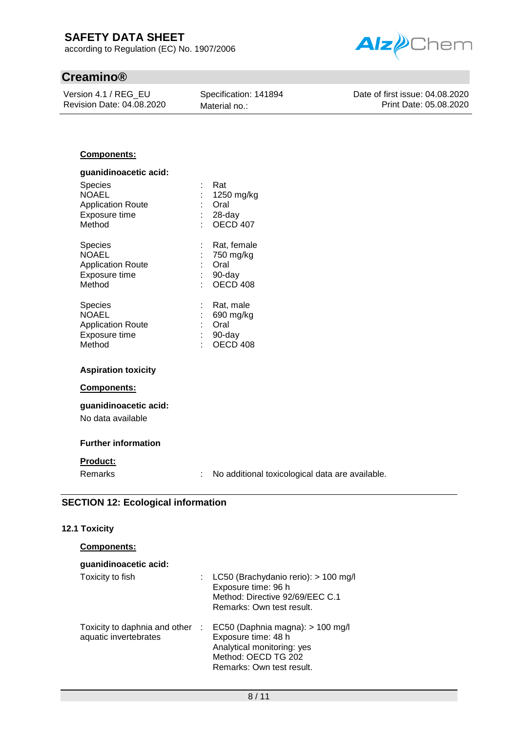**Components:**

**guanidinoacetic acid:**

| | | |
|---|---|---|
| Species | : | Rat |
| NOAEL | : | 1250 mg/kg |
| Application Route | : | Oral |
| Exposure time | : | 28-day |
| Method | : | OECD 407 |

| | | |
|---|---|---|
| Species | : | Rat, female |
| NOAEL | : | 750 mg/kg |
| Application Route | : | Oral |
| Exposure time | : | 90-day |
| Method | : | OECD 408 |

| | | |
|---|---|---|
| Species | : | Rat, male |
| NOAEL | : | 690 mg/kg |
| Application Route | : | Oral |
| Exposure time | : | 90-day |
| Method | : | OECD 408 |

**Aspiration toxicity**

**Components:**

**guanidinoacetic acid:**

No data available

**Further information**

**Product:**

Remarks : No additional toxicological data are available.

## SECTION 12: Ecological information

### 12.1 Toxicity

**Components:**

**guanidinoacetic acid:**

Toxicity to fish : LC50 (Brachydanio rerio): > 100 mg/l
Exposure time: 96 h
Method: Directive 92/69/EEC C.1
Remarks: Own test result.

Toxicity to daphnia and other aquatic invertebrates : EC50 (Daphnia magna): > 100 mg/l
Exposure time: 48 h
Analytical monitoring: yes
Method: OECD TG 202
Remarks: Own test result.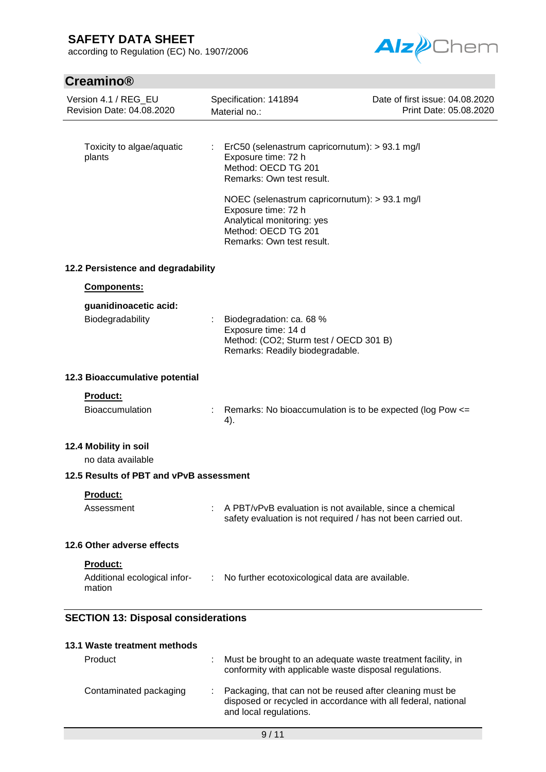| | | |
|---|---|---|
| Toxicity to algae/aquatic plants | : | ErC50 (selenastrum capricornutum): > 93.1 mg/l<br>Exposure time: 72 h<br>Method: OECD TG 201<br>Remarks: Own test result. |
| | | NOEC (selenastrum capricornutum): > 93.1 mg/l<br>Exposure time: 72 h<br>Analytical monitoring: yes<br>Method: OECD TG 201<br>Remarks: Own test result. |

### 12.2 Persistence and degradability

**Components:**

**guanidinoacetic acid:**

| | | |
|---|---|---|
| Biodegradability | : | Biodegradation: ca. 68 %<br>Exposure time: 14 d<br>Method: ($CO_2$; Sturm test / OECD 301 B)<br>Remarks: Readily biodegradable. |

### 12.3 Bioaccumulative potential

**Product:**

| | | |
|---|---|---|
| Bioaccumulation | : | Remarks: No bioaccumulation is to be expected (log Pow <= 4). |

### 12.4 Mobility in soil

no data available

### 12.5 Results of PBT and vPvB assessment

**Product:**

| | | |
|---|---|---|
| Assessment | : | A PBT/vPvB evaluation is not available, since a chemical safety evaluation is not required / has not been carried out. |

### 12.6 Other adverse effects

**Product:**

| | | |
|---|---|---|
| Additional ecological information | : | No further ecotoxicological data are available. |

## SECTION 13: Disposal considerations

### 13.1 Waste treatment methods

| | | |
|---|---|---|
| Product | : | Must be brought to an adequate waste treatment facility, in conformity with applicable waste disposal regulations. |
| Contaminated packaging | : | Packaging, that can not be reused after cleaning must be disposed or recycled in accordance with all federal, national and local regulations. |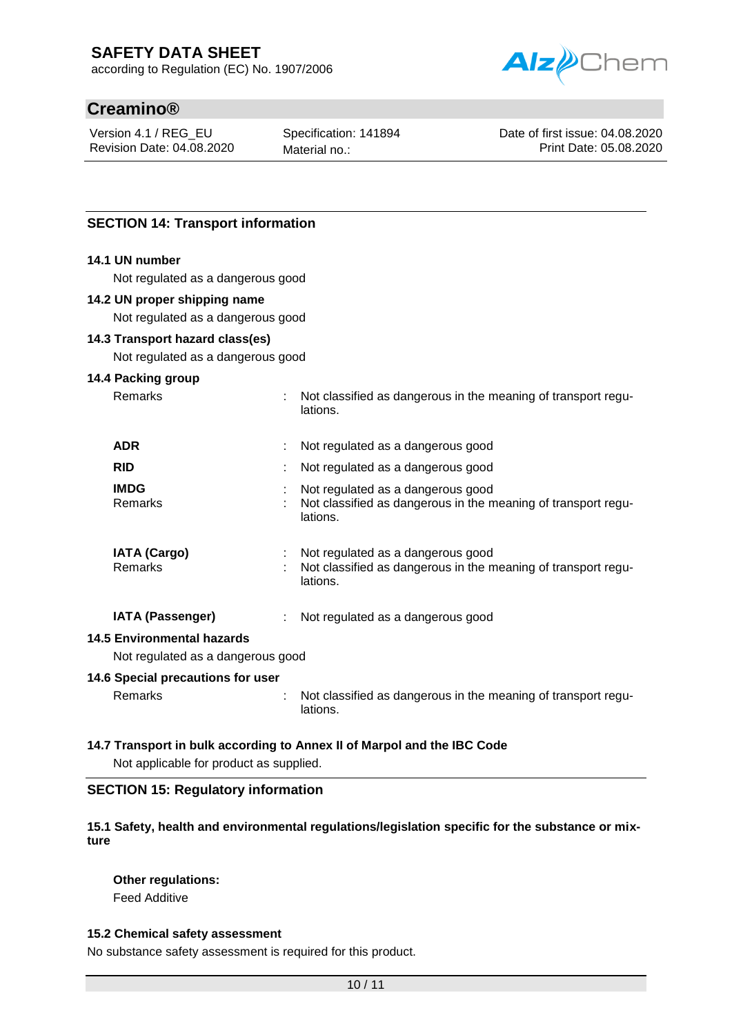## SECTION 14: Transport information

### 14.1 UN number

Not regulated as a dangerous good

### 14.2 UN proper shipping name

Not regulated as a dangerous good

### 14.3 Transport hazard class(es)

Not regulated as a dangerous good

### 14.4 Packing group

Remarks : Not classified as dangerous in the meaning of transport regulations.

**ADR** : Not regulated as a dangerous good

**RID** : Not regulated as a dangerous good

**IMDG** : Not regulated as a dangerous good
Remarks : Not classified as dangerous in the meaning of transport regulations.

**IATA (Cargo)** : Not regulated as a dangerous good
Remarks : Not classified as dangerous in the meaning of transport regulations.

**IATA (Passenger)** : Not regulated as a dangerous good

### 14.5 Environmental hazards

Not regulated as a dangerous good

### 14.6 Special precautions for user

Remarks : Not classified as dangerous in the meaning of transport regulations.

### 14.7 Transport in bulk according to Annex II of Marpol and the IBC Code

Not applicable for product as supplied.

## SECTION 15: Regulatory information

### 15.1 Safety, health and environmental regulations/legislation specific for the substance or mixture

**Other regulations:**
Feed Additive

### 15.2 Chemical safety assessment

No substance safety assessment is required for this product.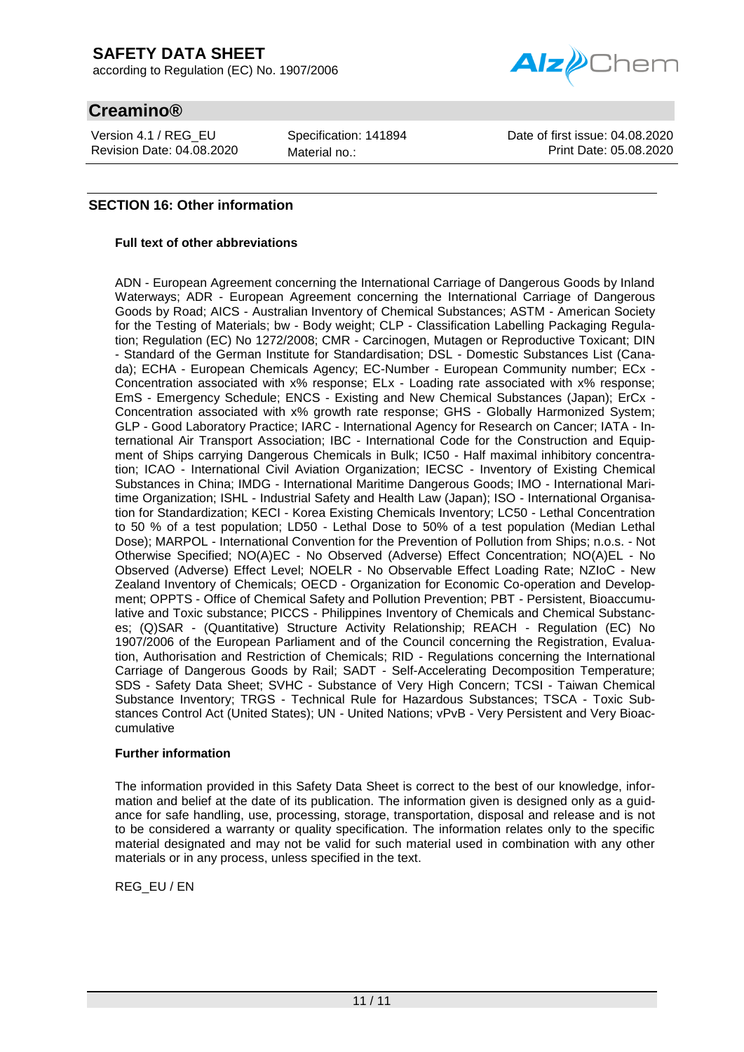## SECTION 16: Other information

**Full text of other abbreviations**

ADN - European Agreement concerning the International Carriage of Dangerous Goods by Inland Waterways; ADR - European Agreement concerning the International Carriage of Dangerous Goods by Road; AICS - Australian Inventory of Chemical Substances; ASTM - American Society for the Testing of Materials; bw - Body weight; CLP - Classification Labelling Packaging Regulation; Regulation (EC) No 1272/2008; CMR - Carcinogen, Mutagen or Reproductive Toxicant; DIN - Standard of the German Institute for Standardisation; DSL - Domestic Substances List (Canada); ECHA - European Chemicals Agency; EC-Number - European Community number; ECx - Concentration associated with x% response; ELx - Loading rate associated with x% response; EmS - Emergency Schedule; ENCS - Existing and New Chemical Substances (Japan); ErCx - Concentration associated with x% growth rate response; GHS - Globally Harmonized System; GLP - Good Laboratory Practice; IARC - International Agency for Research on Cancer; IATA - International Air Transport Association; IBC - International Code for the Construction and Equipment of Ships carrying Dangerous Chemicals in Bulk; IC50 - Half maximal inhibitory concentration; ICAO - International Civil Aviation Organization; IECSC - Inventory of Existing Chemical Substances in China; IMDG - International Maritime Dangerous Goods; IMO - International Maritime Organization; ISHL - Industrial Safety and Health Law (Japan); ISO - International Organisation for Standardization; KECI - Korea Existing Chemicals Inventory; LC50 - Lethal Concentration to 50 % of a test population; LD50 - Lethal Dose to 50% of a test population (Median Lethal Dose); MARPOL - International Convention for the Prevention of Pollution from Ships; n.o.s. - Not Otherwise Specified; NO(A)EC - No Observed (Adverse) Effect Concentration; NO(A)EL - No Observed (Adverse) Effect Level; NOELR - No Observable Effect Loading Rate; NZIoC - New Zealand Inventory of Chemicals; OECD - Organization for Economic Co-operation and Development; OPPTS - Office of Chemical Safety and Pollution Prevention; PBT - Persistent, Bioaccumulative and Toxic substance; PICCS - Philippines Inventory of Chemicals and Chemical Substances; (Q)SAR - (Quantitative) Structure Activity Relationship; REACH - Regulation (EC) No 1907/2006 of the European Parliament and of the Council concerning the Registration, Evaluation, Authorisation and Restriction of Chemicals; RID - Regulations concerning the International Carriage of Dangerous Goods by Rail; SADT - Self-Accelerating Decomposition Temperature; SDS - Safety Data Sheet; SVHC - Substance of Very High Concern; TCSI - Taiwan Chemical Substance Inventory; TRGS - Technical Rule for Hazardous Substances; TSCA - Toxic Substances Control Act (United States); UN - United Nations; vPvB - Very Persistent and Very Bioaccumulative

**Further information**

The information provided in this Safety Data Sheet is correct to the best of our knowledge, information and belief at the date of its publication. The information given is designed only as a guidance for safe handling, use, processing, storage, transportation, disposal and release and is not to be considered a warranty or quality specification. The information relates only to the specific material designated and may not be valid for such material used in combination with any other materials or in any process, unless specified in the text.

REG_EU / EN